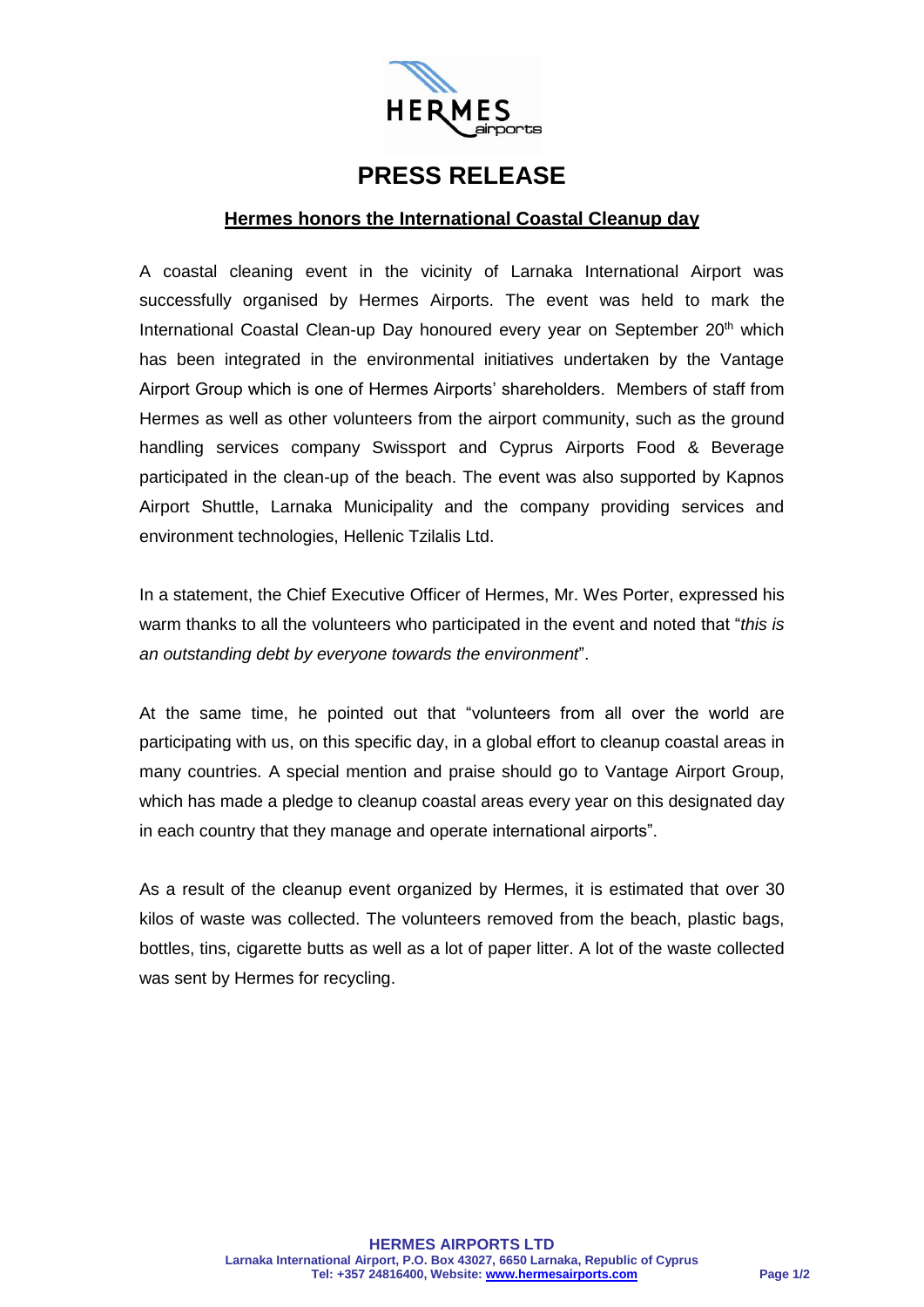# PRESS RELEASE

## Hermes honors the International Coastal Cleanup day

A coastal cleaning event in the vicinity of Larnaka International Airport was successfully organised by Hermes Airports. The event was held to mark the International Coastal Clean-up Day honoured every year on September 20th which has been integrated in the environmental initiatives undertaken by the Vantage Airport Group which is one of Hermes Airports' shareholders. Members of staff from Hermes as well as other volunteers from the airport community, such as the ground handling services company Swissport and Cyprus Airports Food & Beverage participated in the clean-up of the beach. The event was also supported by Kapnos Airport Shuttle, Larnaka Municipality and the company providing services and environment technologies, Hellenic Tzilalis Ltd.

In a statement, the Chief Executive Officer of Hermes, Mr. Wes Porter, expressed his warm thanks to all the volunteers who participated in the event and noted that "*this is an outstanding debt by everyone towards the environment*".

At the same time, he pointed out that "volunteers from all over the world are participating with us, on this specific day, in a global effort to cleanup coastal areas in many countries. A special mention and praise should go to Vantage Airport Group, which has made a pledge to cleanup coastal areas every year on this designated day in each country that they manage and operate international airports".

As a result of the cleanup event organized by Hermes, it is estimated that over 30 kilos of waste was collected. The volunteers removed from the beach, plastic bags, bottles, tins, cigarette butts as well as a lot of paper litter. A lot of the waste collected was sent by Hermes for recycling.

**HERMES AIRPORTS LTD**
**Larnaka International Airport, P.O. Box 43027, 6650 Larnaka, Republic of Cyprus**
**Tel: +357 24816400, Website: www.hermesairports.com**